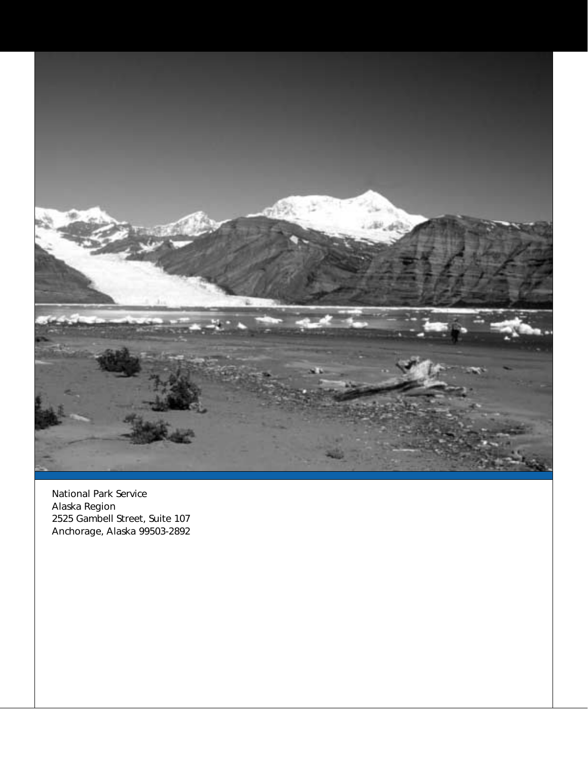National Park Service
Alaska Region
2525 Gambell Street, Suite 107
Anchorage, Alaska 99503-2892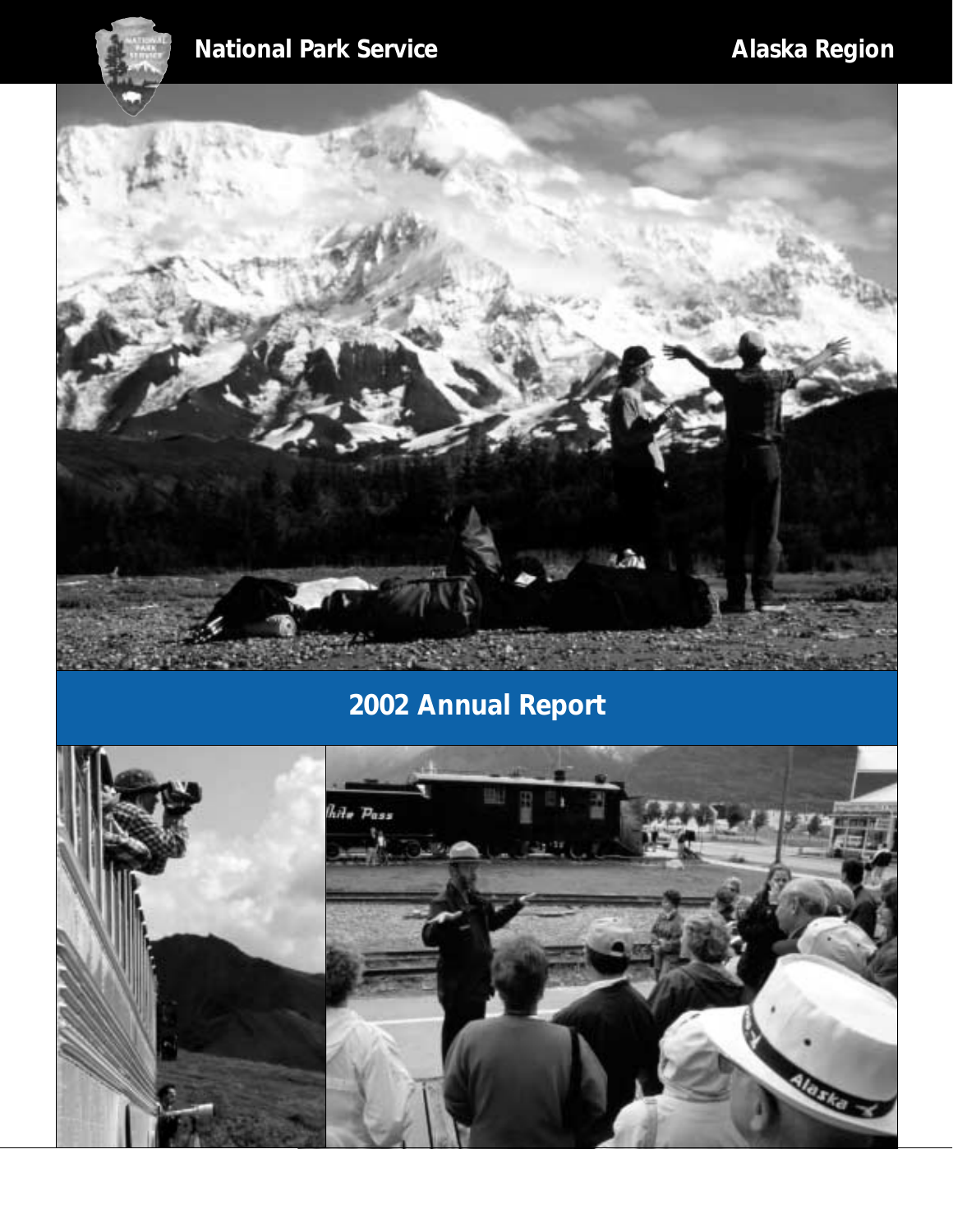National Park Service

Alaska Region

# 2002 Annual Report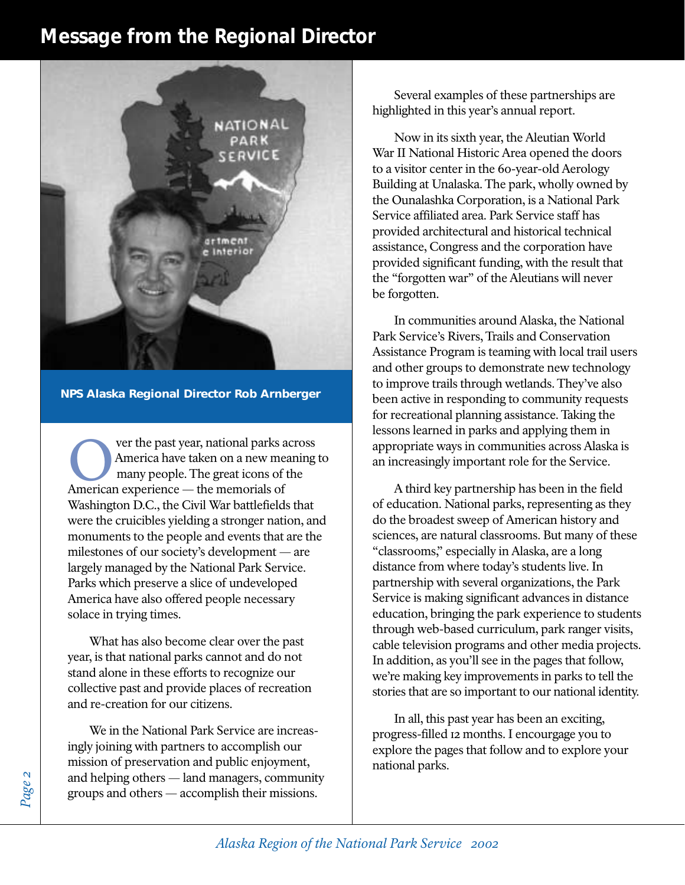# Message from the Regional Director

**NPS Alaska Regional Director Rob Arnberger**

Over the past year, national parks across America have taken on a new meaning to many people. The great icons of the American experience — the memorials of Washington D.C., the Civil War battlefields that were the cruicibles yielding a stronger nation, and monuments to the people and events that are the milestones of our society's development — are largely managed by the National Park Service. Parks which preserve a slice of undeveloped America have also offered people necessary solace in trying times.

What has also become clear over the past year, is that national parks cannot and do not stand alone in these efforts to recognize our collective past and provide places of recreation and re-creation for our citizens.

We in the National Park Service are increasingly joining with partners to accomplish our mission of preservation and public enjoyment, and helping others — land managers, community groups and others — accomplish their missions.

Several examples of these partnerships are highlighted in this year's annual report.

Now in its sixth year, the Aleutian World War II National Historic Area opened the doors to a visitor center in the 60-year-old Aerology Building at Unalaska. The park, wholly owned by the Ounalashka Corporation, is a National Park Service affiliated area. Park Service staff has provided architectural and historical technical assistance, Congress and the corporation have provided significant funding, with the result that the "forgotten war" of the Aleutians will never be forgotten.

In communities around Alaska, the National Park Service's Rivers, Trails and Conservation Assistance Program is teaming with local trail users and other groups to demonstrate new technology to improve trails through wetlands. They've also been active in responding to community requests for recreational planning assistance. Taking the lessons learned in parks and applying them in appropriate ways in communities across Alaska is an increasingly important role for the Service.

A third key partnership has been in the field of education. National parks, representing as they do the broadest sweep of American history and sciences, are natural classrooms. But many of these "classrooms," especially in Alaska, are a long distance from where today's students live. In partnership with several organizations, the Park Service is making significant advances in distance education, bringing the park experience to students through web-based curriculum, park ranger visits, cable television programs and other media projects. In addition, as you'll see in the pages that follow, we're making key improvements in parks to tell the stories that are so important to our national identity.

In all, this past year has been an exciting, progress-filled 12 months. I encourgage you to explore the pages that follow and to explore your national parks.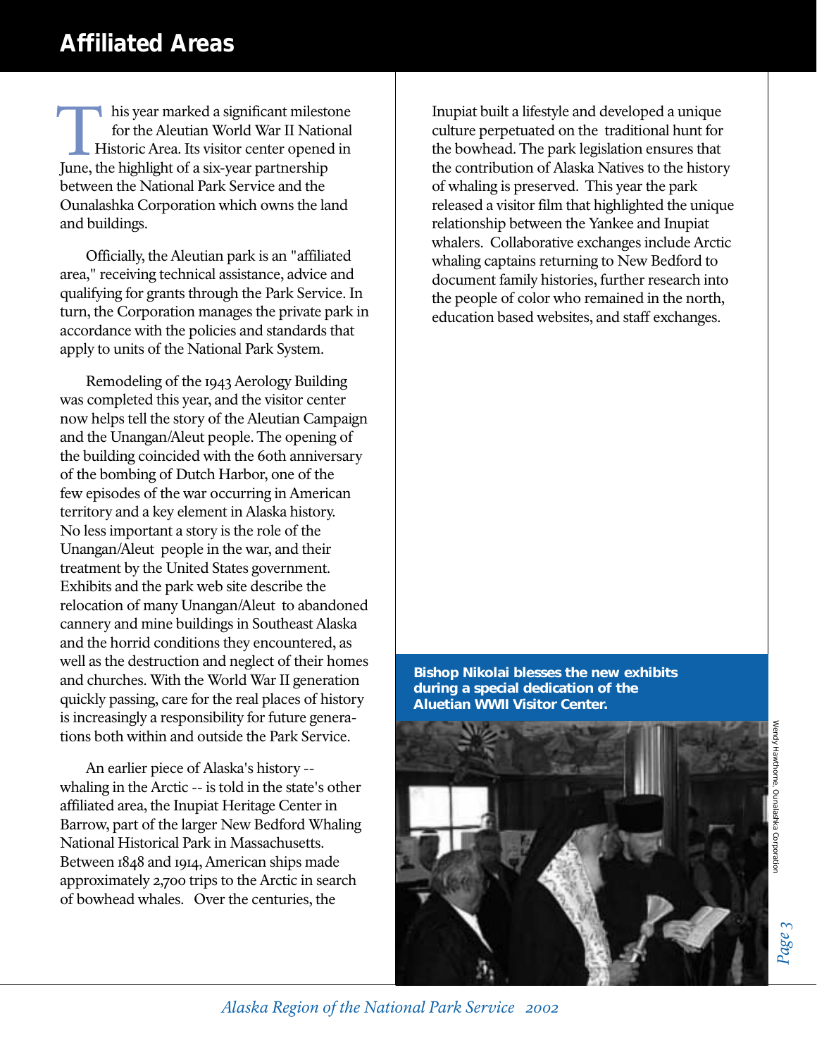# Affiliated Areas

This year marked a significant milestone for the Aleutian World War II National Historic Area. Its visitor center opened in June, the highlight of a six-year partnership between the National Park Service and the Ounalashka Corporation which owns the land and buildings.

Officially, the Aleutian park is an "affiliated area," receiving technical assistance, advice and qualifying for grants through the Park Service. In turn, the Corporation manages the private park in accordance with the policies and standards that apply to units of the National Park System.

Remodeling of the 1943 Aerology Building was completed this year, and the visitor center now helps tell the story of the Aleutian Campaign and the Unangan/Aleut people. The opening of the building coincided with the 60th anniversary of the bombing of Dutch Harbor, one of the few episodes of the war occurring in American territory and a key element in Alaska history. No less important a story is the role of the Unangan/Aleut people in the war, and their treatment by the United States government. Exhibits and the park web site describe the relocation of many Unangan/Aleut to abandoned cannery and mine buildings in Southeast Alaska and the horrid conditions they encountered, as well as the destruction and neglect of their homes and churches. With the World War II generation quickly passing, care for the real places of history is increasingly a responsibility for future generations both within and outside the Park Service.

An earlier piece of Alaska's history -- whaling in the Arctic -- is told in the state's other affiliated area, the Inupiat Heritage Center in Barrow, part of the larger New Bedford Whaling National Historical Park in Massachusetts. Between 1848 and 1914, American ships made approximately 2,700 trips to the Arctic in search of bowhead whales. Over the centuries, the Inupiat built a lifestyle and developed a unique culture perpetuated on the traditional hunt for the bowhead. The park legislation ensures that the contribution of Alaska Natives to the history of whaling is preserved. This year the park released a visitor film that highlighted the unique relationship between the Yankee and Inupiat whalers. Collaborative exchanges include Arctic whaling captains returning to New Bedford to document family histories, further research into the people of color who remained in the north, education based websites, and staff exchanges.

**Bishop Nikolai blesses the new exhibits during a special dedication of the Aluetian WWII Visitor Center.**

Wendy Hawthorne, Ounalashka Corporation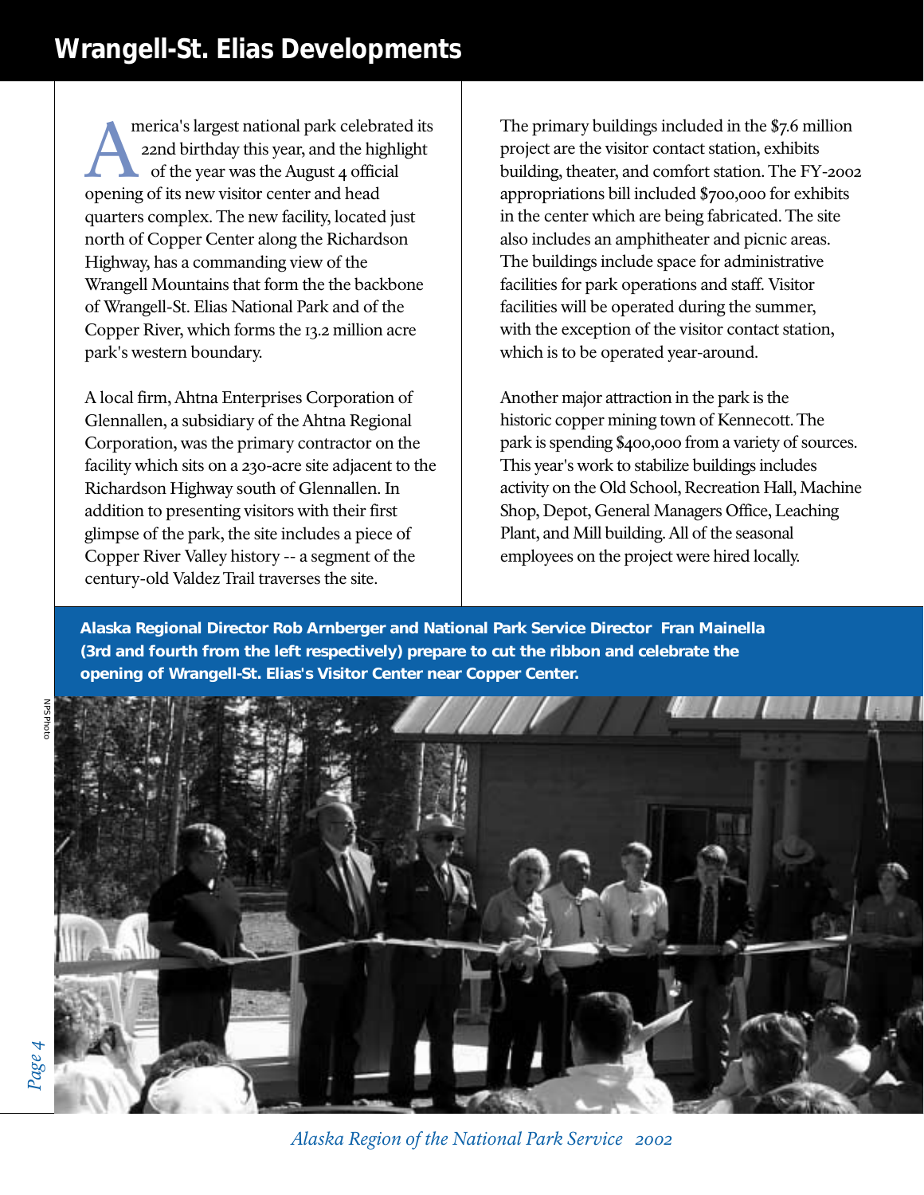# Wrangell-St. Elias Developments

America's largest national park celebrated its 22nd birthday this year, and the highlight of the year was the August 4 official opening of its new visitor center and head quarters complex. The new facility, located just north of Copper Center along the Richardson Highway, has a commanding view of the Wrangell Mountains that form the the backbone of Wrangell-St. Elias National Park and of the Copper River, which forms the 13.2 million acre park's western boundary.

A local firm, Ahtna Enterprises Corporation of Glennallen, a subsidiary of the Ahtna Regional Corporation, was the primary contractor on the facility which sits on a 230-acre site adjacent to the Richardson Highway south of Glennallen. In addition to presenting visitors with their first glimpse of the park, the site includes a piece of Copper River Valley history -- a segment of the century-old Valdez Trail traverses the site.

The primary buildings included in the $7.6 million project are the visitor contact station, exhibits building, theater, and comfort station. The FY-2002 appropriations bill included $700,000 for exhibits in the center which are being fabricated. The site also includes an amphitheater and picnic areas. The buildings include space for administrative facilities for park operations and staff. Visitor facilities will be operated during the summer, with the exception of the visitor contact station, which is to be operated year-around.

Another major attraction in the park is the historic copper mining town of Kennecott. The park is spending $400,000 from a variety of sources. This year's work to stabilize buildings includes activity on the Old School, Recreation Hall, Machine Shop, Depot, General Managers Office, Leaching Plant, and Mill building. All of the seasonal employees on the project were hired locally.

**Alaska Regional Director Rob Arnberger and National Park Service Director Fran Mainella (3rd and fourth from the left respectively) prepare to cut the ribbon and celebrate the opening of Wrangell-St. Elias's Visitor Center near Copper Center.**

NPS Photo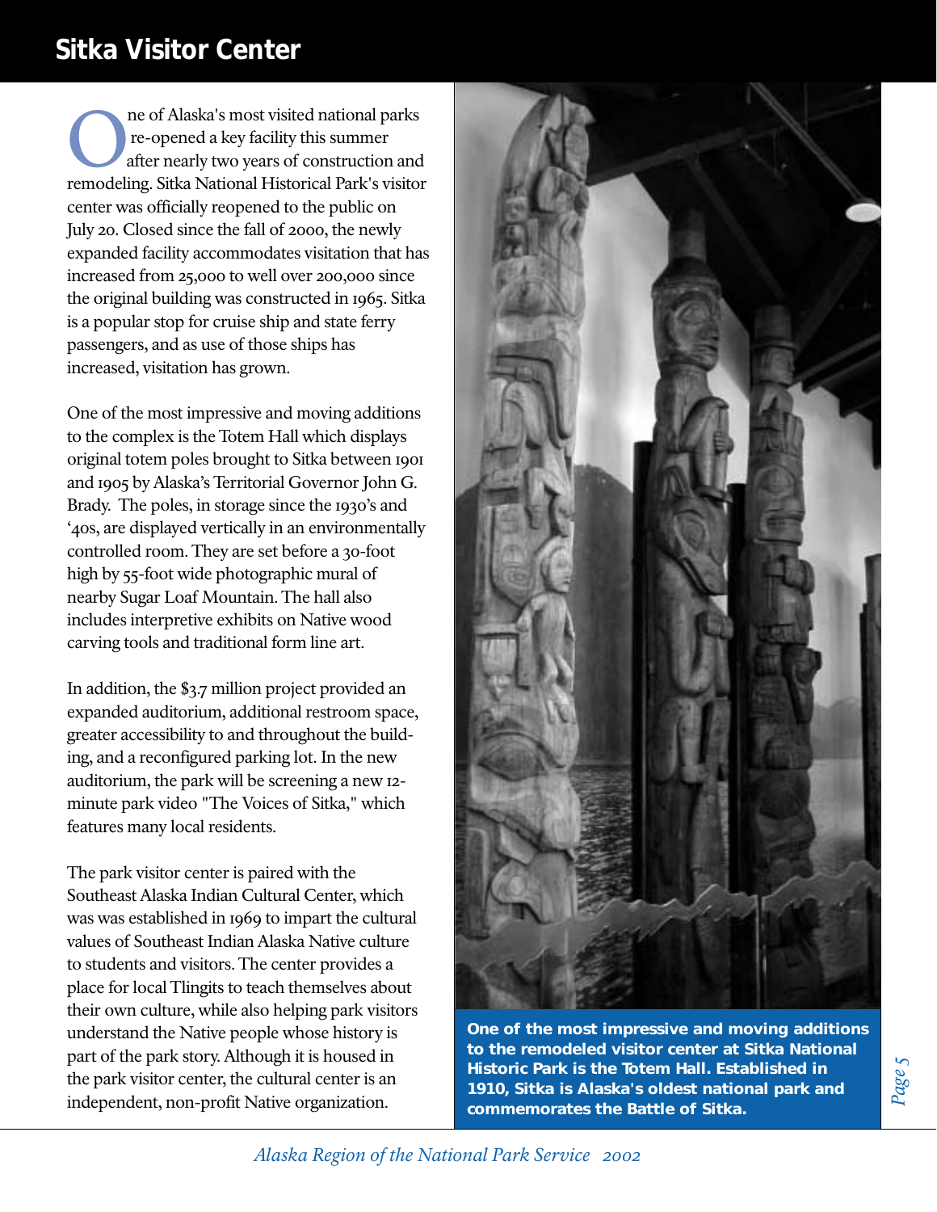# Sitka Visitor Center

One of Alaska's most visited national parks re-opened a key facility this summer after nearly two years of construction and remodeling. Sitka National Historical Park's visitor center was officially reopened to the public on July 20. Closed since the fall of 2000, the newly expanded facility accommodates visitation that has increased from 25,000 to well over 200,000 since the original building was constructed in 1965. Sitka is a popular stop for cruise ship and state ferry passengers, and as use of those ships has increased, visitation has grown.

One of the most impressive and moving additions to the complex is the Totem Hall which displays original totem poles brought to Sitka between 1901 and 1905 by Alaska's Territorial Governor John G. Brady. The poles, in storage since the 1930's and '40s, are displayed vertically in an environmentally controlled room. They are set before a 30-foot high by 55-foot wide photographic mural of nearby Sugar Loaf Mountain. The hall also includes interpretive exhibits on Native wood carving tools and traditional form line art.

In addition, the $3.7 million project provided an expanded auditorium, additional restroom space, greater accessibility to and throughout the building, and a reconfigured parking lot. In the new auditorium, the park will be screening a new 12-minute park video "The Voices of Sitka," which features many local residents.

The park visitor center is paired with the Southeast Alaska Indian Cultural Center, which was was established in 1969 to impart the cultural values of Southeast Indian Alaska Native culture to students and visitors. The center provides a place for local Tlingits to teach themselves about their own culture, while also helping park visitors understand the Native people whose history is part of the park story. Although it is housed in the park visitor center, the cultural center is an independent, non-profit Native organization.

**One of the most impressive and moving additions to the remodeled visitor center at Sitka National Historic Park is the Totem Hall. Established in 1910, Sitka is Alaska's oldest national park and commemorates the Battle of Sitka.**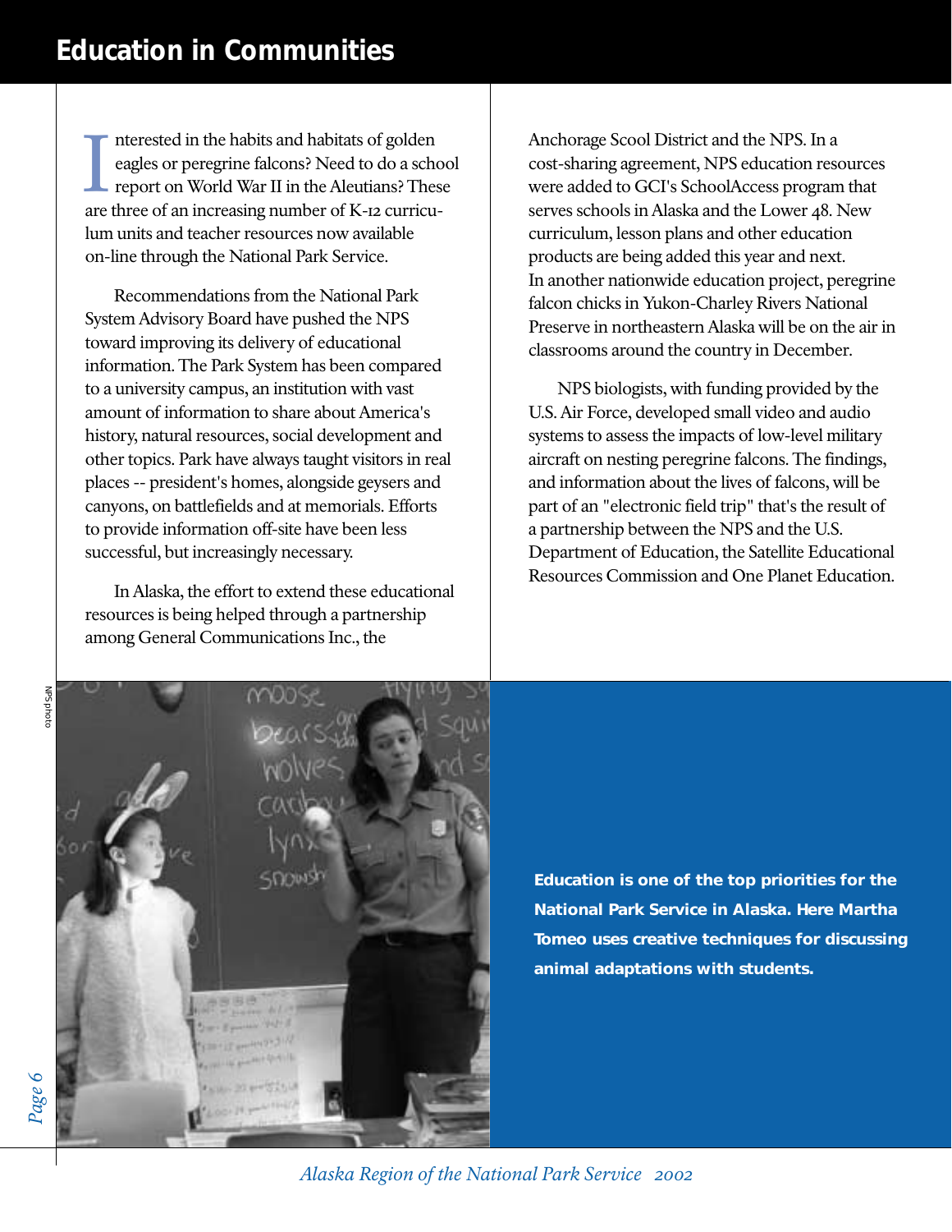# Education in Communities

Interested in the habits and habitats of golden eagles or peregrine falcons? Need to do a school report on World War II in the Aleutians? These are three of an increasing number of K-12 curriculum units and teacher resources now available on-line through the National Park Service.

Recommendations from the National Park System Advisory Board have pushed the NPS toward improving its delivery of educational information. The Park System has been compared to a university campus, an institution with vast amount of information to share about America's history, natural resources, social development and other topics. Park have always taught visitors in real places -- president's homes, alongside geysers and canyons, on battlefields and at memorials. Efforts to provide information off-site have been less successful, but increasingly necessary.

In Alaska, the effort to extend these educational resources is being helped through a partnership among General Communications Inc., the Anchorage Scool District and the NPS. In a cost-sharing agreement, NPS education resources were added to GCI's SchoolAccess program that serves schools in Alaska and the Lower 48. New curriculum, lesson plans and other education products are being added this year and next.
In another nationwide education project, peregrine falcon chicks in Yukon-Charley Rivers National Preserve in northeastern Alaska will be on the air in classrooms around the country in December.

NPS biologists, with funding provided by the U.S. Air Force, developed small video and audio systems to assess the impacts of low-level military aircraft on nesting peregrine falcons. The findings, and information about the lives of falcons, will be part of an "electronic field trip" that's the result of a partnership between the NPS and the U.S. Department of Education, the Satellite Educational Resources Commission and One Planet Education.

NPS photo

**Education is one of the top priorities for the National Park Service in Alaska. Here Martha Tomeo uses creative techniques for discussing animal adaptations with students.**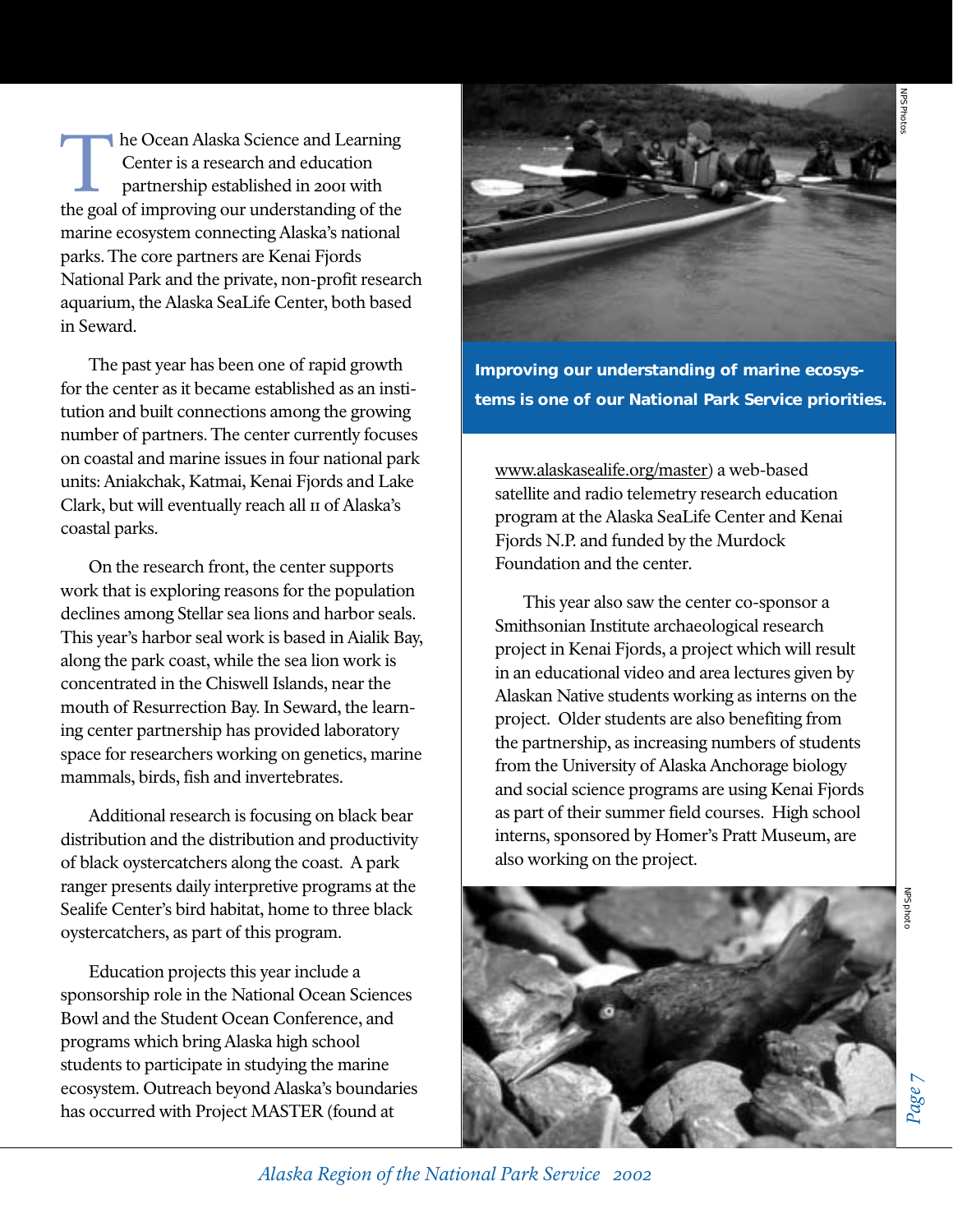The Ocean Alaska Science and Learning Center is a research and education partnership established in 2001 with the goal of improving our understanding of the marine ecosystem connecting Alaska's national parks. The core partners are Kenai Fjords National Park and the private, non-profit research aquarium, the Alaska SeaLife Center, both based in Seward.

The past year has been one of rapid growth for the center as it became established as an institution and built connections among the growing number of partners. The center currently focuses on coastal and marine issues in four national park units: Aniakchak, Katmai, Kenai Fjords and Lake Clark, but will eventually reach all 11 of Alaska's coastal parks.

On the research front, the center supports work that is exploring reasons for the population declines among Stellar sea lions and harbor seals. This year's harbor seal work is based in Aialik Bay, along the park coast, while the sea lion work is concentrated in the Chiswell Islands, near the mouth of Resurrection Bay. In Seward, the learning center partnership has provided laboratory space for researchers working on genetics, marine mammals, birds, fish and invertebrates.

Additional research is focusing on black bear distribution and the distribution and productivity of black oystercatchers along the coast. A park ranger presents daily interpretive programs at the Sealife Center's bird habitat, home to three black oystercatchers, as part of this program.

Education projects this year include a sponsorship role in the National Ocean Sciences Bowl and the Student Ocean Conference, and programs which bring Alaska high school students to participate in studying the marine ecosystem. Outreach beyond Alaska's boundaries has occurred with Project MASTER (found at www.alaskasealife.org/master) a web-based satellite and radio telemetry research education program at the Alaska SeaLife Center and Kenai Fjords N.P. and funded by the Murdock Foundation and the center.

This year also saw the center co-sponsor a Smithsonian Institute archaeological research project in Kenai Fjords, a project which will result in an educational video and area lectures given by Alaskan Native students working as interns on the project. Older students are also benefiting from the partnership, as increasing numbers of students from the University of Alaska Anchorage biology and social science programs are using Kenai Fjords as part of their summer field courses. High school interns, sponsored by Homer's Pratt Museum, are also working on the project.

**Improving our understanding of marine ecosystems is one of our National Park Service priorities.**

NPS Photos

NPS photo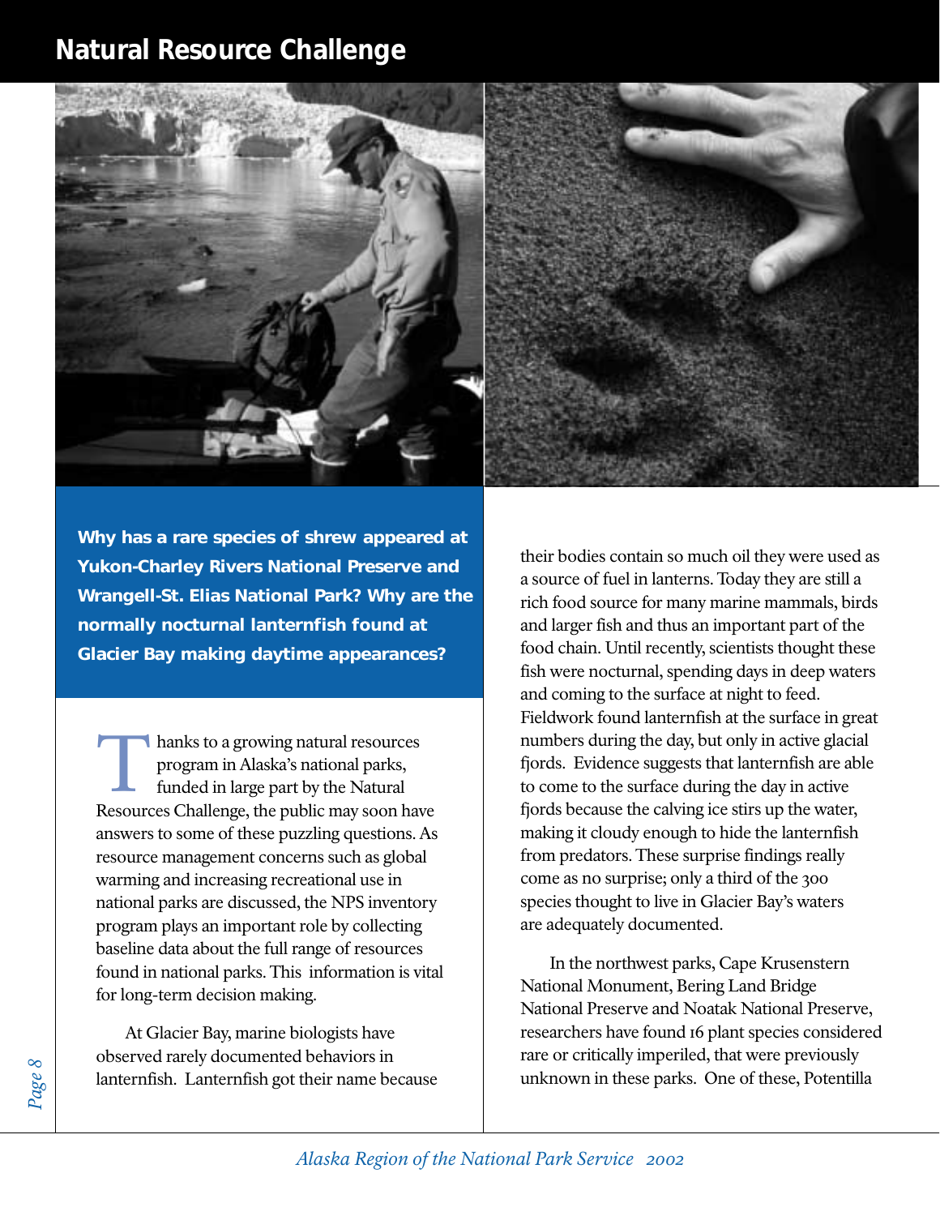# Natural Resource Challenge

**Why has a rare species of shrew appeared at Yukon-Charley Rivers National Preserve and Wrangell-St. Elias National Park? Why are the normally nocturnal lanternfish found at Glacier Bay making daytime appearances?**

Thanks to a growing natural resources program in Alaska's national parks, funded in large part by the Natural Resources Challenge, the public may soon have answers to some of these puzzling questions. As resource management concerns such as global warming and increasing recreational use in national parks are discussed, the NPS inventory program plays an important role by collecting baseline data about the full range of resources found in national parks. This information is vital for long-term decision making.

At Glacier Bay, marine biologists have observed rarely documented behaviors in lanternfish. Lanternfish got their name because their bodies contain so much oil they were used as a source of fuel in lanterns. Today they are still a rich food source for many marine mammals, birds and larger fish and thus an important part of the food chain. Until recently, scientists thought these fish were nocturnal, spending days in deep waters and coming to the surface at night to feed. Fieldwork found lanternfish at the surface in great numbers during the day, but only in active glacial fjords. Evidence suggests that lanternfish are able to come to the surface during the day in active fjords because the calving ice stirs up the water, making it cloudy enough to hide the lanternfish from predators. These surprise findings really come as no surprise; only a third of the 300 species thought to live in Glacier Bay's waters are adequately documented.

In the northwest parks, Cape Krusenstern National Monument, Bering Land Bridge National Preserve and Noatak National Preserve, researchers have found 16 plant species considered rare or critically imperiled, that were previously unknown in these parks. One of these, Potentilla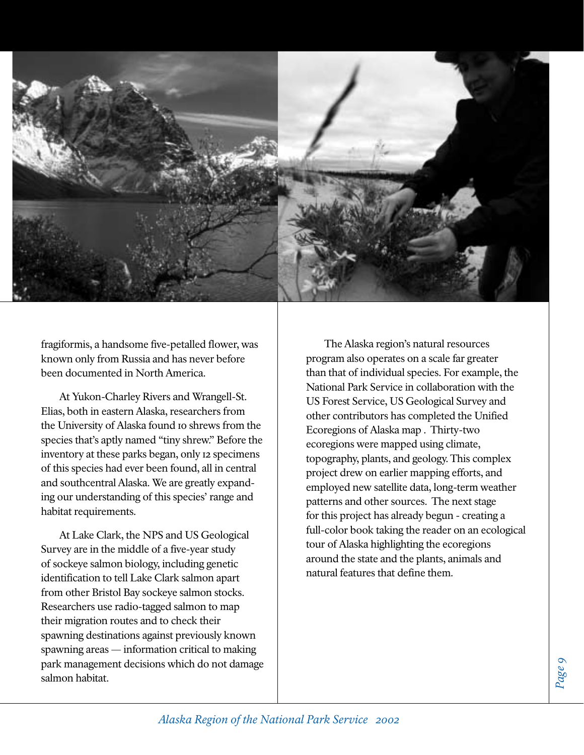fragiformis, a handsome five-petalled flower, was known only from Russia and has never before been documented in North America.

At Yukon-Charley Rivers and Wrangell-St. Elias, both in eastern Alaska, researchers from the University of Alaska found 10 shrews from the species that's aptly named "tiny shrew." Before the inventory at these parks began, only 12 specimens of this species had ever been found, all in central and southcentral Alaska. We are greatly expanding our understanding of this species' range and habitat requirements.

At Lake Clark, the NPS and US Geological Survey are in the middle of a five-year study of sockeye salmon biology, including genetic identification to tell Lake Clark salmon apart from other Bristol Bay sockeye salmon stocks. Researchers use radio-tagged salmon to map their migration routes and to check their spawning destinations against previously known spawning areas — information critical to making park management decisions which do not damage salmon habitat.

The Alaska region's natural resources program also operates on a scale far greater than that of individual species. For example, the National Park Service in collaboration with the US Forest Service, US Geological Survey and other contributors has completed the Unified Ecoregions of Alaska map . Thirty-two ecoregions were mapped using climate, topography, plants, and geology. This complex project drew on earlier mapping efforts, and employed new satellite data, long-term weather patterns and other sources. The next stage for this project has already begun - creating a full-color book taking the reader on an ecological tour of Alaska highlighting the ecoregions around the state and the plants, animals and natural features that define them.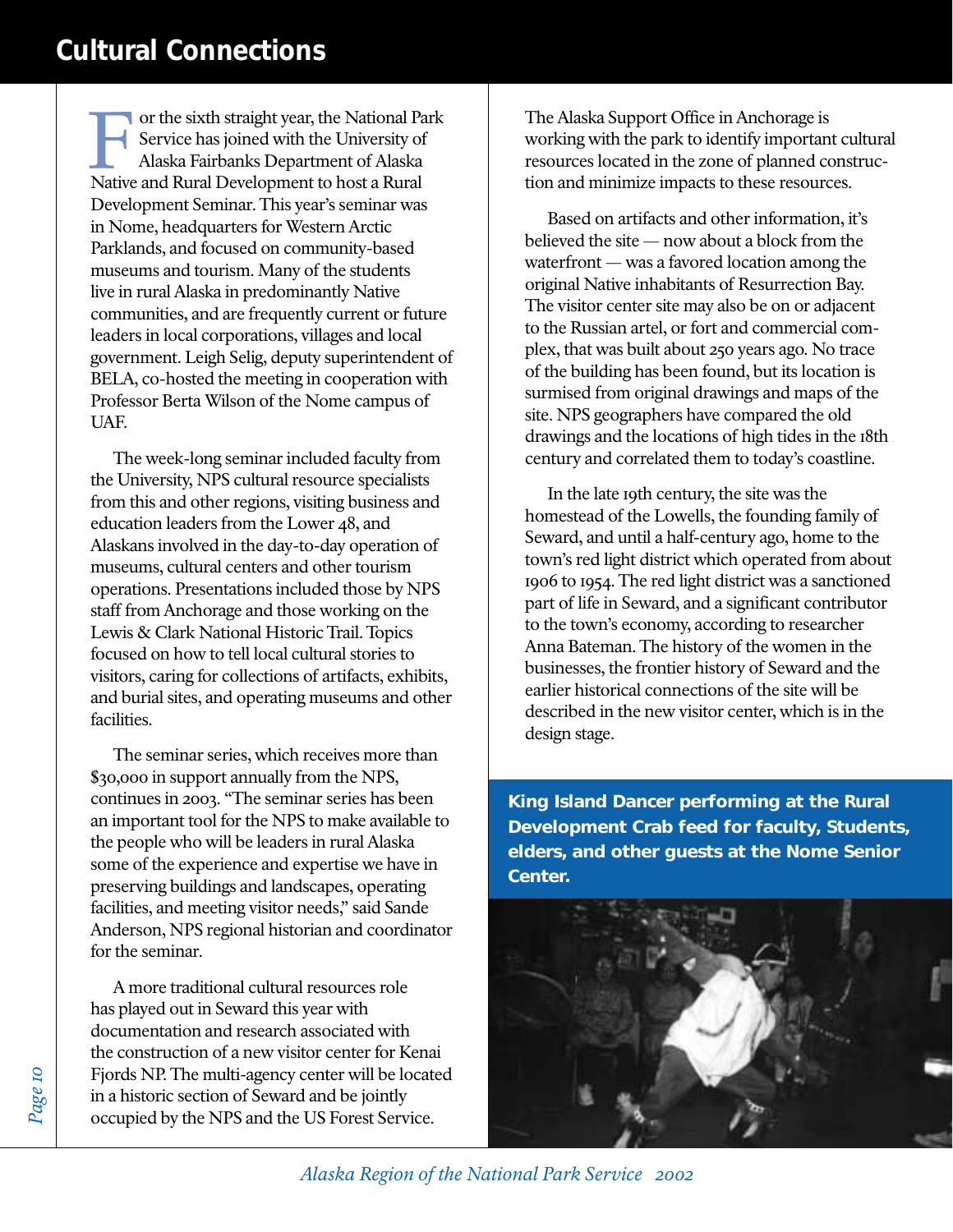# Cultural Connections

For the sixth straight year, the National Park Service has joined with the University of Alaska Fairbanks Department of Alaska Native and Rural Development to host a Rural Development Seminar. This year's seminar was in Nome, headquarters for Western Arctic Parklands, and focused on community-based museums and tourism. Many of the students live in rural Alaska in predominantly Native communities, and are frequently current or future leaders in local corporations, villages and local government. Leigh Selig, deputy superintendent of BELA, co-hosted the meeting in cooperation with Professor Berta Wilson of the Nome campus of UAF.

The week-long seminar included faculty from the University, NPS cultural resource specialists from this and other regions, visiting business and education leaders from the Lower 48, and Alaskans involved in the day-to-day operation of museums, cultural centers and other tourism operations. Presentations included those by NPS staff from Anchorage and those working on the Lewis & Clark National Historic Trail. Topics focused on how to tell local cultural stories to visitors, caring for collections of artifacts, exhibits, and burial sites, and operating museums and other facilities.

The seminar series, which receives more than $30,000 in support annually from the NPS, continues in 2003. "The seminar series has been an important tool for the NPS to make available to the people who will be leaders in rural Alaska some of the experience and expertise we have in preserving buildings and landscapes, operating facilities, and meeting visitor needs," said Sande Anderson, NPS regional historian and coordinator for the seminar.

A more traditional cultural resources role has played out in Seward this year with documentation and research associated with the construction of a new visitor center for Kenai Fjords NP. The multi-agency center will be located in a historic section of Seward and be jointly occupied by the NPS and the US Forest Service. The Alaska Support Office in Anchorage is working with the park to identify important cultural resources located in the zone of planned construction and minimize impacts to these resources.

Based on artifacts and other information, it's believed the site — now about a block from the waterfront — was a favored location among the original Native inhabitants of Resurrection Bay. The visitor center site may also be on or adjacent to the Russian artel, or fort and commercial complex, that was built about 250 years ago. No trace of the building has been found, but its location is surmised from original drawings and maps of the site. NPS geographers have compared the old drawings and the locations of high tides in the 18th century and correlated them to today's coastline.

In the late 19th century, the site was the homestead of the Lowells, the founding family of Seward, and until a half-century ago, home to the town's red light district which operated from about 1906 to 1954. The red light district was a sanctioned part of life in Seward, and a significant contributor to the town's economy, according to researcher Anna Bateman. The history of the women in the businesses, the frontier history of Seward and the earlier historical connections of the site will be described in the new visitor center, which is in the design stage.

**King Island Dancer performing at the Rural Development Crab feed for faculty, Students, elders, and other guests at the Nome Senior Center.**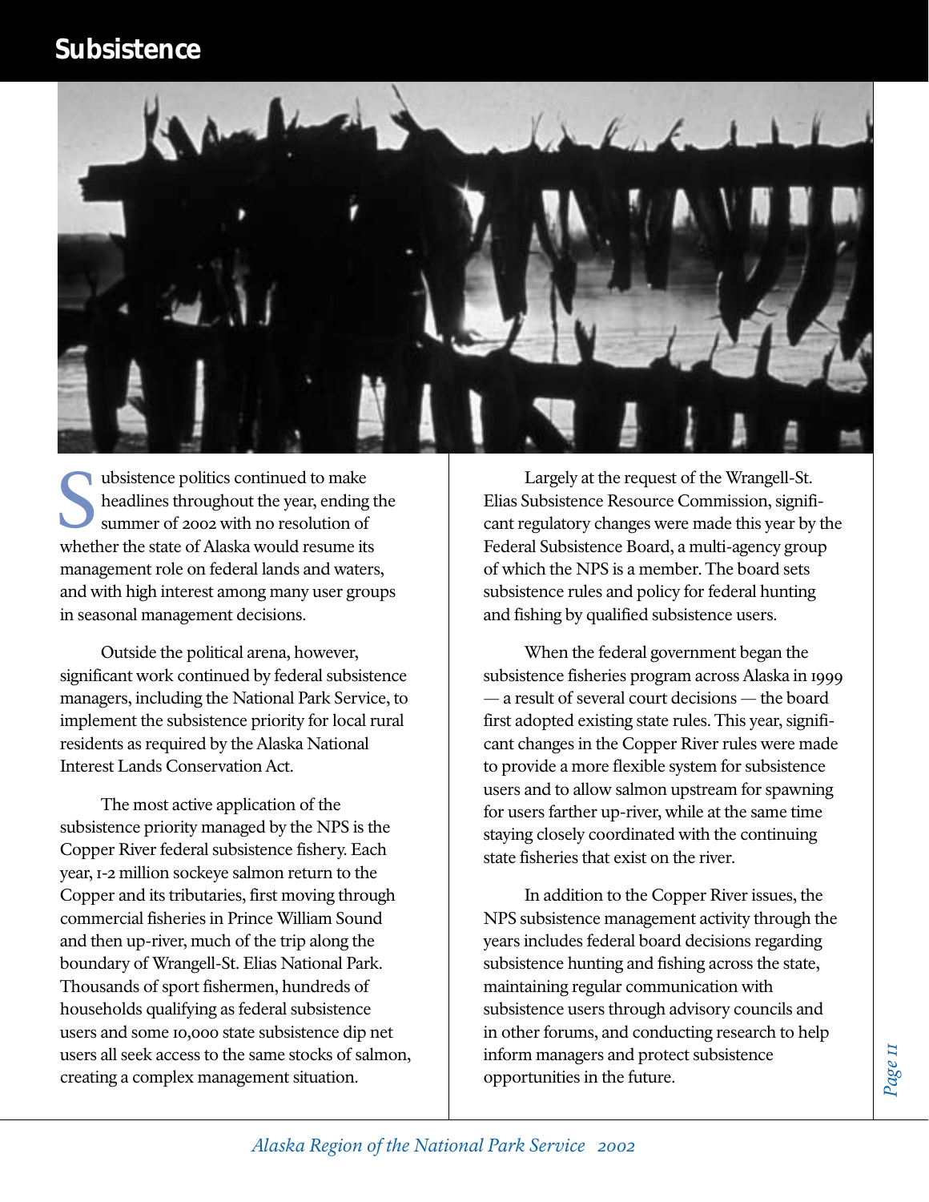# Subsistence

Subsistence politics continued to make headlines throughout the year, ending the summer of 2002 with no resolution of whether the state of Alaska would resume its management role on federal lands and waters, and with high interest among many user groups in seasonal management decisions.

Outside the political arena, however, significant work continued by federal subsistence managers, including the National Park Service, to implement the subsistence priority for local rural residents as required by the Alaska National Interest Lands Conservation Act.

The most active application of the subsistence priority managed by the NPS is the Copper River federal subsistence fishery. Each year, 1-2 million sockeye salmon return to the Copper and its tributaries, first moving through commercial fisheries in Prince William Sound and then up-river, much of the trip along the boundary of Wrangell-St. Elias National Park. Thousands of sport fishermen, hundreds of households qualifying as federal subsistence users and some 10,000 state subsistence dip net users all seek access to the same stocks of salmon, creating a complex management situation.

Largely at the request of the Wrangell-St. Elias Subsistence Resource Commission, significant regulatory changes were made this year by the Federal Subsistence Board, a multi-agency group of which the NPS is a member. The board sets subsistence rules and policy for federal hunting and fishing by qualified subsistence users.

When the federal government began the subsistence fisheries program across Alaska in 1999 — a result of several court decisions — the board first adopted existing state rules. This year, significant changes in the Copper River rules were made to provide a more flexible system for subsistence users and to allow salmon upstream for spawning for users farther up-river, while at the same time staying closely coordinated with the continuing state fisheries that exist on the river.

In addition to the Copper River issues, the NPS subsistence management activity through the years includes federal board decisions regarding subsistence hunting and fishing across the state, maintaining regular communication with subsistence users through advisory councils and in other forums, and conducting research to help inform managers and protect subsistence opportunities in the future.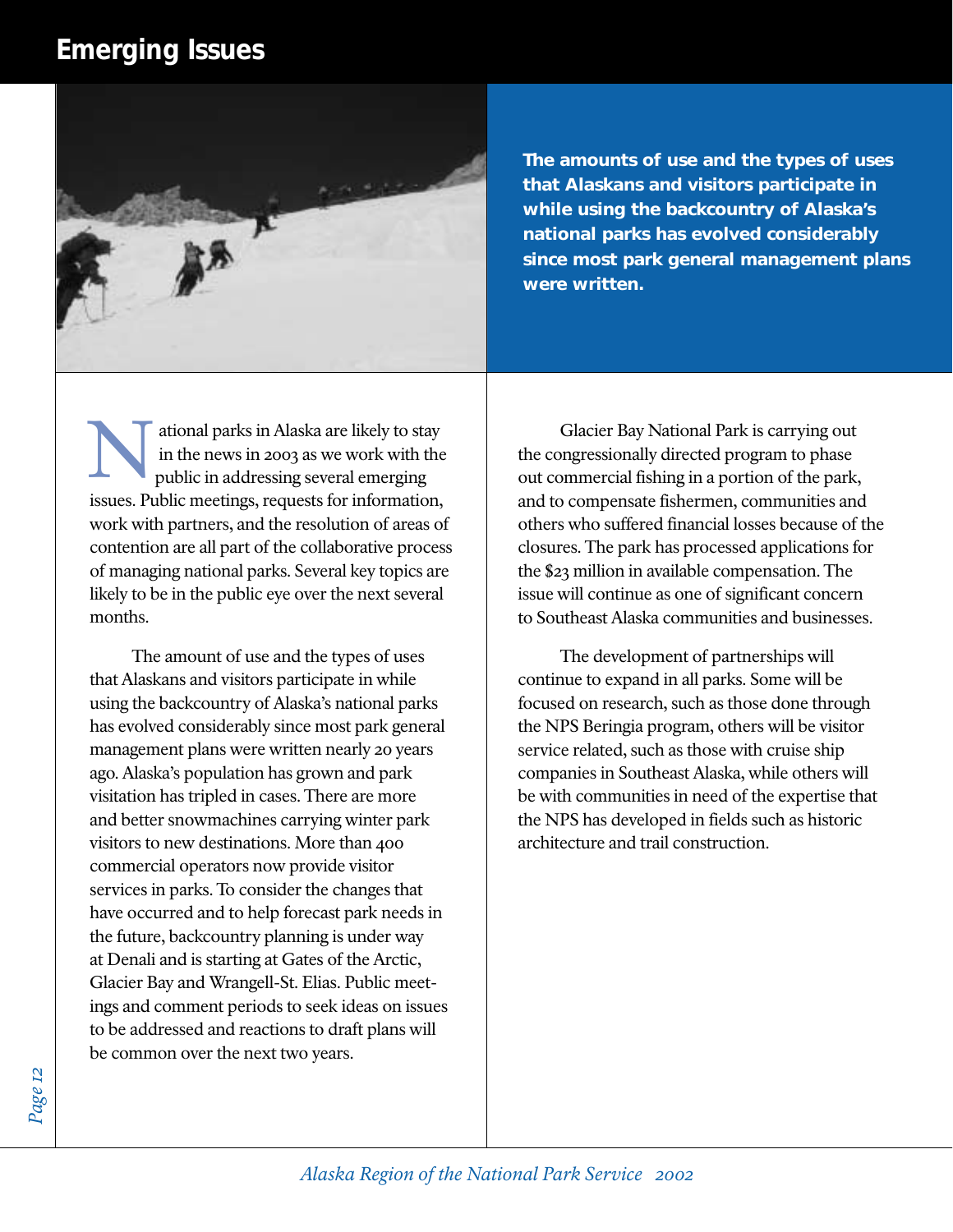# Emerging Issues

**The amounts of use and the types of uses that Alaskans and visitors participate in while using the backcountry of Alaska's national parks has evolved considerably since most park general management plans were written.**

National parks in Alaska are likely to stay in the news in 2003 as we work with the public in addressing several emerging issues. Public meetings, requests for information, work with partners, and the resolution of areas of contention are all part of the collaborative process of managing national parks. Several key topics are likely to be in the public eye over the next several months.

The amount of use and the types of uses that Alaskans and visitors participate in while using the backcountry of Alaska's national parks has evolved considerably since most park general management plans were written nearly 20 years ago. Alaska's population has grown and park visitation has tripled in cases. There are more and better snowmachines carrying winter park visitors to new destinations. More than 400 commercial operators now provide visitor services in parks. To consider the changes that have occurred and to help forecast park needs in the future, backcountry planning is under way at Denali and is starting at Gates of the Arctic, Glacier Bay and Wrangell-St. Elias. Public meetings and comment periods to seek ideas on issues to be addressed and reactions to draft plans will be common over the next two years.

Glacier Bay National Park is carrying out the congressionally directed program to phase out commercial fishing in a portion of the park, and to compensate fishermen, communities and others who suffered financial losses because of the closures. The park has processed applications for the $23 million in available compensation. The issue will continue as one of significant concern to Southeast Alaska communities and businesses.

The development of partnerships will continue to expand in all parks. Some will be focused on research, such as those done through the NPS Beringia program, others will be visitor service related, such as those with cruise ship companies in Southeast Alaska, while others will be with communities in need of the expertise that the NPS has developed in fields such as historic architecture and trail construction.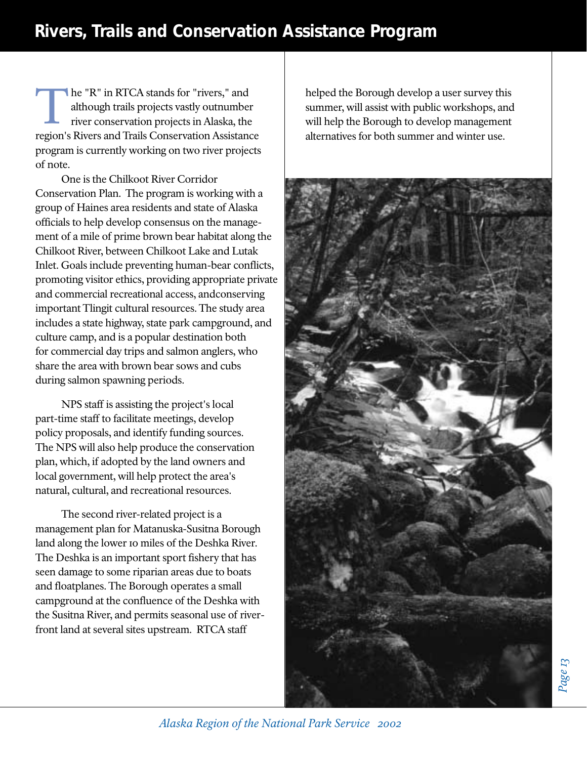# Rivers, Trails and Conservation Assistance Program

The "R" in RTCA stands for "rivers," and although trails projects vastly outnumber river conservation projects in Alaska, the region's Rivers and Trails Conservation Assistance program is currently working on two river projects of note.

One is the Chilkoot River Corridor Conservation Plan. The program is working with a group of Haines area residents and state of Alaska officials to help develop consensus on the management of a mile of prime brown bear habitat along the Chilkoot River, between Chilkoot Lake and Lutak Inlet. Goals include preventing human-bear conflicts, promoting visitor ethics, providing appropriate private and commercial recreational access, andconserving important Tlingit cultural resources. The study area includes a state highway, state park campground, and culture camp, and is a popular destination both for commercial day trips and salmon anglers, who share the area with brown bear sows and cubs during salmon spawning periods.

NPS staff is assisting the project's local part-time staff to facilitate meetings, develop policy proposals, and identify funding sources. The NPS will also help produce the conservation plan, which, if adopted by the land owners and local government, will help protect the area's natural, cultural, and recreational resources.

The second river-related project is a management plan for Matanuska-Susitna Borough land along the lower 10 miles of the Deshka River. The Deshka is an important sport fishery that has seen damage to some riparian areas due to boats and floatplanes. The Borough operates a small campground at the confluence of the Deshka with the Susitna River, and permits seasonal use of riverfront land at several sites upstream. RTCA staff helped the Borough develop a user survey this summer, will assist with public workshops, and will help the Borough to develop management alternatives for both summer and winter use.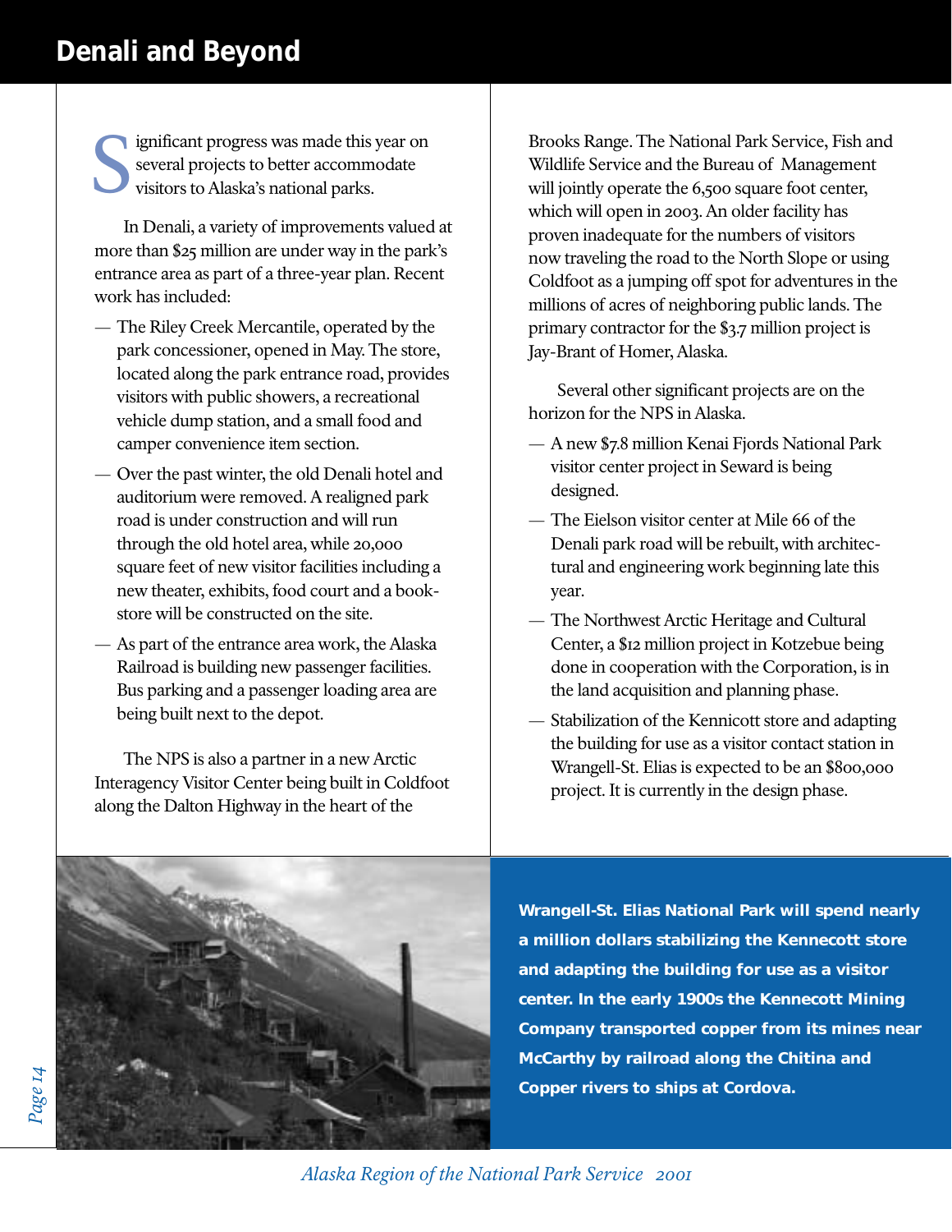# Denali and Beyond

Significant progress was made this year on several projects to better accommodate visitors to Alaska's national parks.

In Denali, a variety of improvements valued at more than $25 million are under way in the park's entrance area as part of a three-year plan. Recent work has included:

- — The Riley Creek Mercantile, operated by the park concessioner, opened in May. The store, located along the park entrance road, provides visitors with public showers, a recreational vehicle dump station, and a small food and camper convenience item section.
- — Over the past winter, the old Denali hotel and auditorium were removed. A realigned park road is under construction and will run through the old hotel area, while 20,000 square feet of new visitor facilities including a new theater, exhibits, food court and a bookstore will be constructed on the site.
- — As part of the entrance area work, the Alaska Railroad is building new passenger facilities. Bus parking and a passenger loading area are being built next to the depot.

The NPS is also a partner in a new Arctic Interagency Visitor Center being built in Coldfoot along the Dalton Highway in the heart of the Brooks Range. The National Park Service, Fish and Wildlife Service and the Bureau of Management will jointly operate the 6,500 square foot center, which will open in 2003. An older facility has proven inadequate for the numbers of visitors now traveling the road to the North Slope or using Coldfoot as a jumping off spot for adventures in the millions of acres of neighboring public lands. The primary contractor for the $3.7 million project is Jay-Brant of Homer, Alaska.

Several other significant projects are on the horizon for the NPS in Alaska.

- — A new $7.8 million Kenai Fjords National Park visitor center project in Seward is being designed.
- — The Eielson visitor center at Mile 66 of the Denali park road will be rebuilt, with architectural and engineering work beginning late this year.
- — The Northwest Arctic Heritage and Cultural Center, a $12 million project in Kotzebue being done in cooperation with the Corporation, is in the land acquisition and planning phase.
- — Stabilization of the Kennicott store and adapting the building for use as a visitor contact station in Wrangell-St. Elias is expected to be an $800,000 project. It is currently in the design phase.

**Wrangell-St. Elias National Park will spend nearly a million dollars stabilizing the Kennecott store and adapting the building for use as a visitor center. In the early 1900s the Kennecott Mining Company transported copper from its mines near McCarthy by railroad along the Chitina and Copper rivers to ships at Cordova.**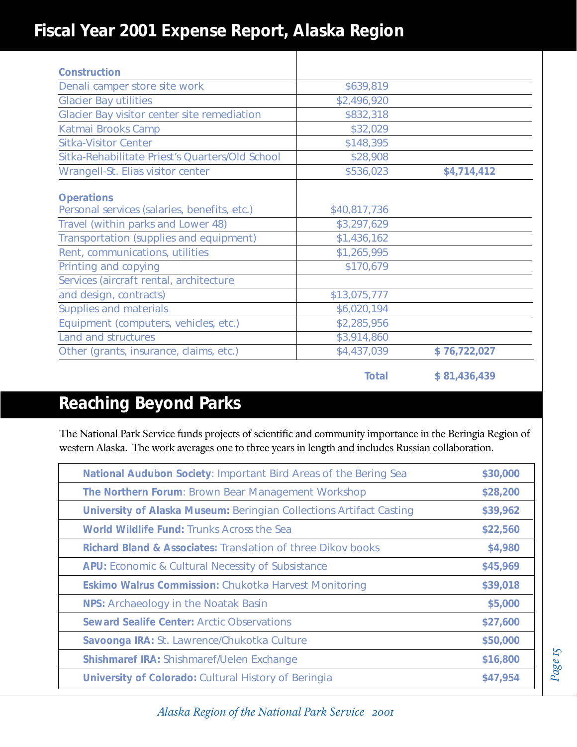# Fiscal Year 2001 Expense Report, Alaska Region

| | | |
|---|---|---|
| **Construction** | | |
| Denali camper store site work | $639,819 | |
| Glacier Bay utilities | $2,496,920 | |
| Glacier Bay visitor center site remediation | $832,318 | |
| Katmai Brooks Camp | $32,029 | |
| Sitka-Visitor Center | $148,395 | |
| Sitka-Rehabilitate Priest's Quarters/Old School | $28,908 | |
| Wrangell-St. Elias visitor center | $536,023 | **$4,714,412** |
| **Operations** | | |
| Personal services (salaries, benefits, etc.) | $40,817,736 | |
| Travel (within parks and Lower 48) | $3,297,629 | |
| Transportation (supplies and equipment) | $1,436,162 | |
| Rent, communications, utilities | $1,265,995 | |
| Printing and copying | $170,679 | |
| Services (aircraft rental, architecture and design, contracts) | $13,075,777 | |
| Supplies and materials | $6,020,194 | |
| Equipment (computers, vehicles, etc.) | $2,285,956 | |
| Land and structures | $3,914,860 | |
| Other (grants, insurance, claims, etc.) | $4,437,039 | **$ 76,722,027** |
| | **Total** | **$ 81,436,439** |

## Reaching Beyond Parks

The National Park Service funds projects of scientific and community importance in the Beringia Region of western Alaska. The work averages one to three years in length and includes Russian collaboration.

| | |
|---|---|
| **National Audubon Society**: Important Bird Areas of the Bering Sea | **$30,000** |
| **The Northern Forum**: Brown Bear Management Workshop | **$28,200** |
| **University of Alaska Museum:** Beringian Collections Artifact Casting | **$39,962** |
| **World Wildlife Fund:** Trunks Across the Sea | **$22,560** |
| **Richard Bland & Associates:** Translation of three Dikov books | **$4,980** |
| **APU:** Economic & Cultural Necessity of Subsistance | **$45,969** |
| **Eskimo Walrus Commission:** Chukotka Harvest Monitoring | **$39,018** |
| **NPS:** Archaeology in the Noatak Basin | **$5,000** |
| **Seward Sealife Center:** Arctic Observations | **$27,600** |
| **Savoonga IRA:** St. Lawrence/Chukotka Culture | **$50,000** |
| **Shishmaref IRA:** Shishmaref/Uelen Exchange | **$16,800** |
| **University of Colorado:** Cultural History of Beringia | **$47,954** |